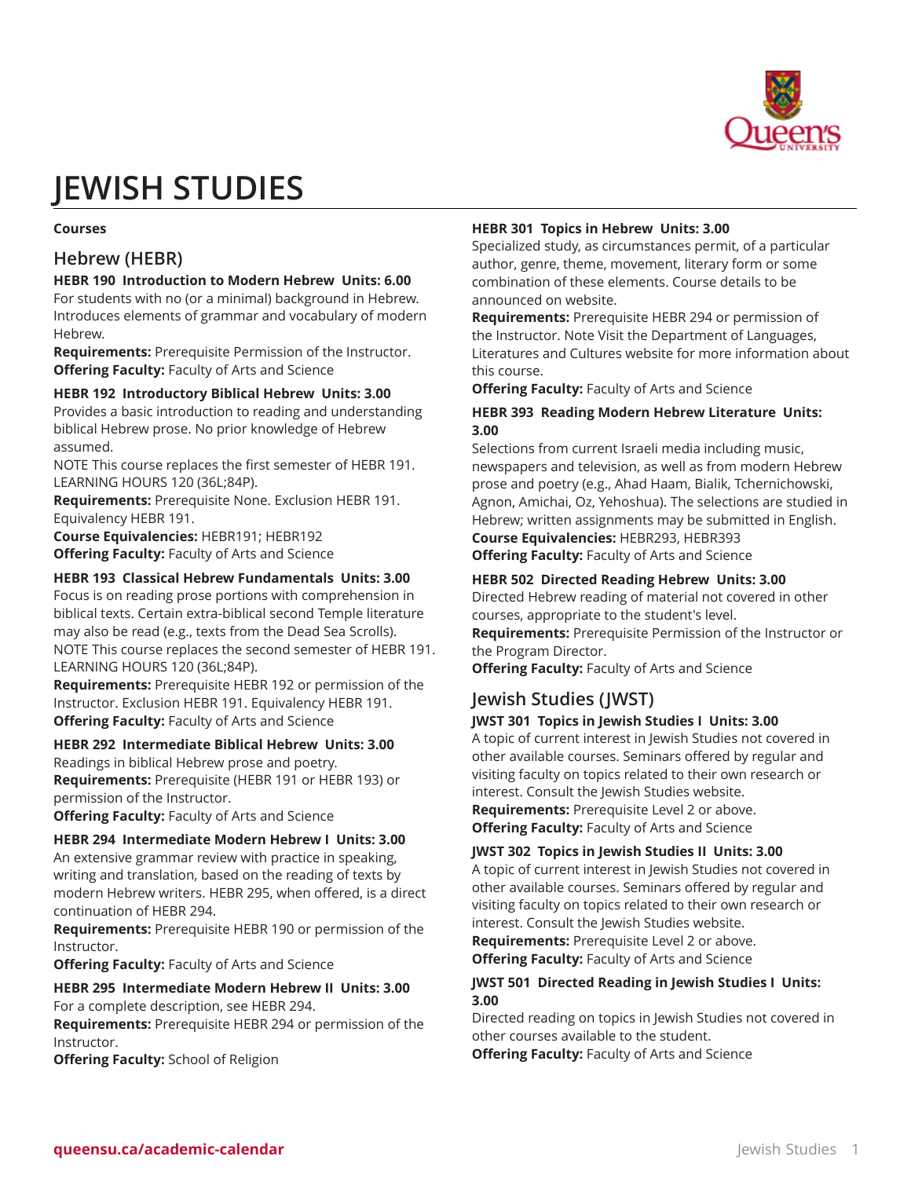# JEWISH STUDIES

**Courses**

## Hebrew (HEBR)

**HEBR 190 Introduction to Modern Hebrew Units: 6.00**
For students with no (or a minimal) background in Hebrew. Introduces elements of grammar and vocabulary of modern Hebrew.
**Requirements:** Prerequisite Permission of the Instructor.
**Offering Faculty:** Faculty of Arts and Science

**HEBR 192 Introductory Biblical Hebrew Units: 3.00**
Provides a basic introduction to reading and understanding biblical Hebrew prose. No prior knowledge of Hebrew assumed.
NOTE This course replaces the first semester of HEBR 191.
LEARNING HOURS 120 (36L;84P).
**Requirements:** Prerequisite None. Exclusion HEBR 191. Equivalency HEBR 191.
**Course Equivalencies:** HEBR191; HEBR192
**Offering Faculty:** Faculty of Arts and Science

**HEBR 193 Classical Hebrew Fundamentals Units: 3.00**
Focus is on reading prose portions with comprehension in biblical texts. Certain extra-biblical second Temple literature may also be read (e.g., texts from the Dead Sea Scrolls).
NOTE This course replaces the second semester of HEBR 191.
LEARNING HOURS 120 (36L;84P).
**Requirements:** Prerequisite HEBR 192 or permission of the Instructor. Exclusion HEBR 191. Equivalency HEBR 191.
**Offering Faculty:** Faculty of Arts and Science

**HEBR 292 Intermediate Biblical Hebrew Units: 3.00**
Readings in biblical Hebrew prose and poetry.
**Requirements:** Prerequisite (HEBR 191 or HEBR 193) or permission of the Instructor.
**Offering Faculty:** Faculty of Arts and Science

**HEBR 294 Intermediate Modern Hebrew I Units: 3.00**
An extensive grammar review with practice in speaking, writing and translation, based on the reading of texts by modern Hebrew writers. HEBR 295, when offered, is a direct continuation of HEBR 294.
**Requirements:** Prerequisite HEBR 190 or permission of the Instructor.
**Offering Faculty:** Faculty of Arts and Science

**HEBR 295 Intermediate Modern Hebrew II Units: 3.00**
For a complete description, see HEBR 294.
**Requirements:** Prerequisite HEBR 294 or permission of the Instructor.
**Offering Faculty:** School of Religion

**HEBR 301 Topics in Hebrew Units: 3.00**
Specialized study, as circumstances permit, of a particular author, genre, theme, movement, literary form or some combination of these elements. Course details to be announced on website.
**Requirements:** Prerequisite HEBR 294 or permission of the Instructor. Note Visit the Department of Languages, Literatures and Cultures website for more information about this course.
**Offering Faculty:** Faculty of Arts and Science

**HEBR 393 Reading Modern Hebrew Literature Units: 3.00**
Selections from current Israeli media including music, newspapers and television, as well as from modern Hebrew prose and poetry (e.g., Ahad Haam, Bialik, Tchernichowski, Agnon, Amichai, Oz, Yehoshua). The selections are studied in Hebrew; written assignments may be submitted in English.
**Course Equivalencies:** HEBR293, HEBR393
**Offering Faculty:** Faculty of Arts and Science

**HEBR 502 Directed Reading Hebrew Units: 3.00**
Directed Hebrew reading of material not covered in other courses, appropriate to the student's level.
**Requirements:** Prerequisite Permission of the Instructor or the Program Director.
**Offering Faculty:** Faculty of Arts and Science

## Jewish Studies (JWST)

**JWST 301 Topics in Jewish Studies I Units: 3.00**
A topic of current interest in Jewish Studies not covered in other available courses. Seminars offered by regular and visiting faculty on topics related to their own research or interest. Consult the Jewish Studies website.
**Requirements:** Prerequisite Level 2 or above.
**Offering Faculty:** Faculty of Arts and Science

**JWST 302 Topics in Jewish Studies II Units: 3.00**
A topic of current interest in Jewish Studies not covered in other available courses. Seminars offered by regular and visiting faculty on topics related to their own research or interest. Consult the Jewish Studies website.
**Requirements:** Prerequisite Level 2 or above.
**Offering Faculty:** Faculty of Arts and Science

**JWST 501 Directed Reading in Jewish Studies I Units: 3.00**
Directed reading on topics in Jewish Studies not covered in other courses available to the student.
**Offering Faculty:** Faculty of Arts and Science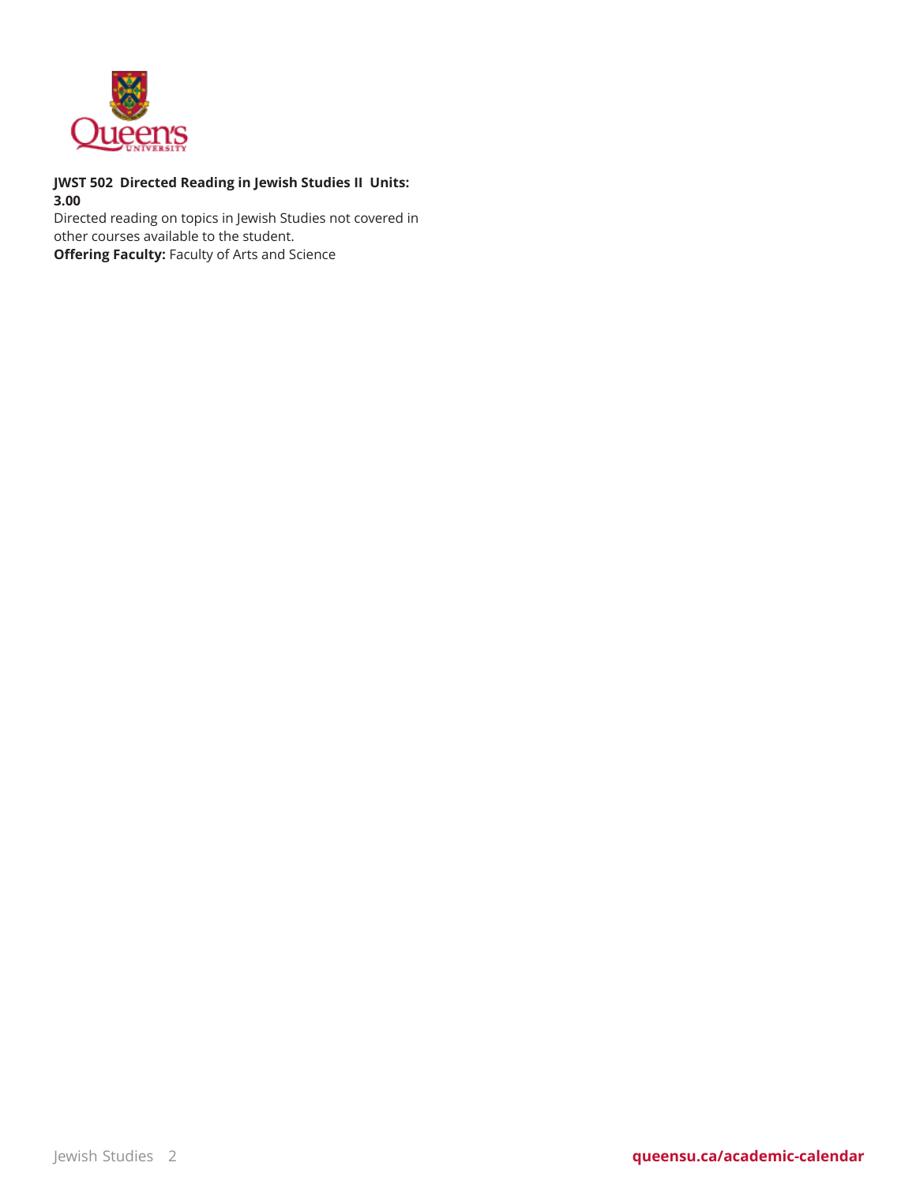**JWST 502 Directed Reading in Jewish Studies II Units: 3.00**
Directed reading on topics in Jewish Studies not covered in other courses available to the student.
**Offering Faculty:** Faculty of Arts and Science